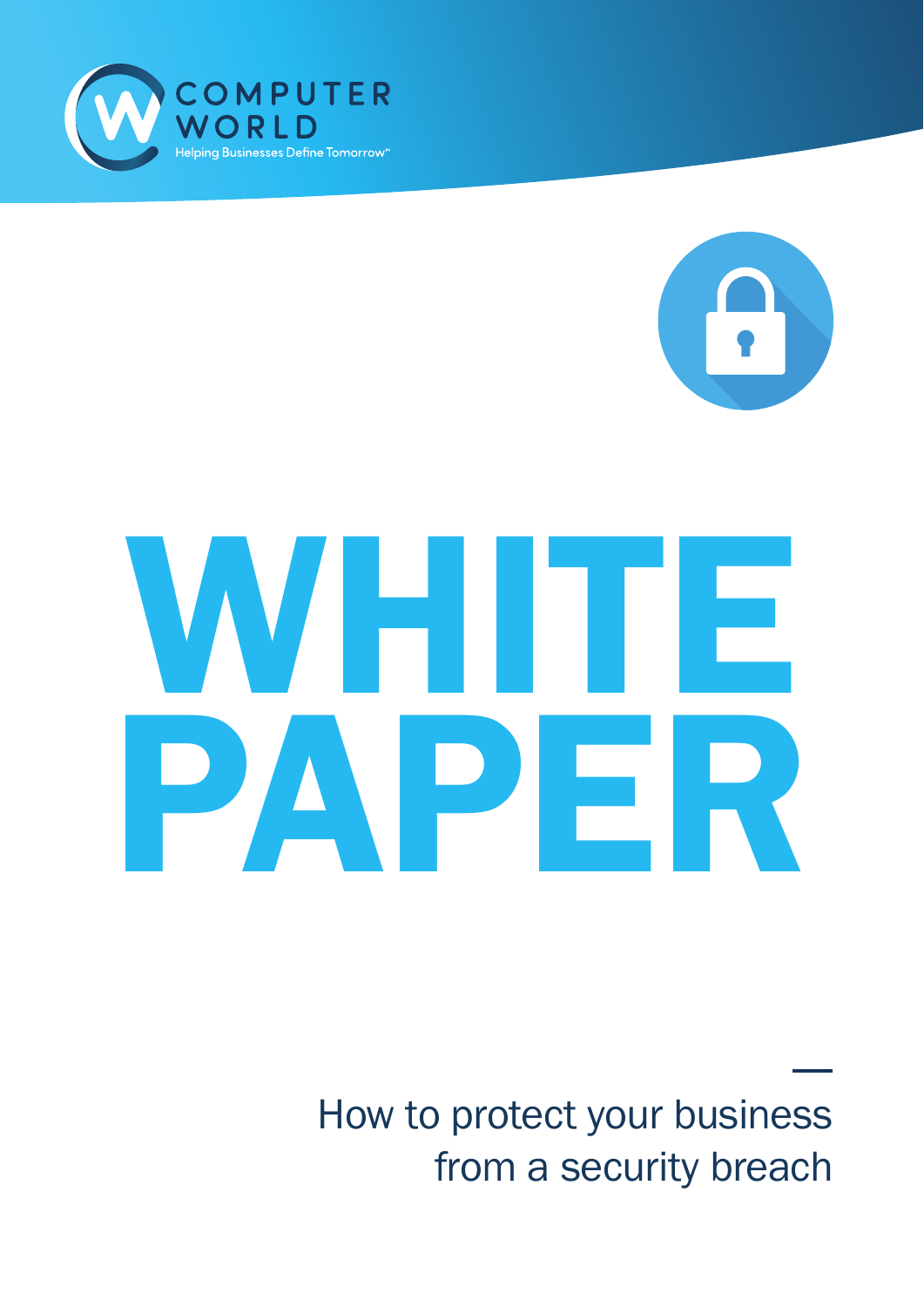COMPUTER WORLD

Helping Businesses Define Tomorrow™

# WHITE PAPER

How to protect your business from a security breach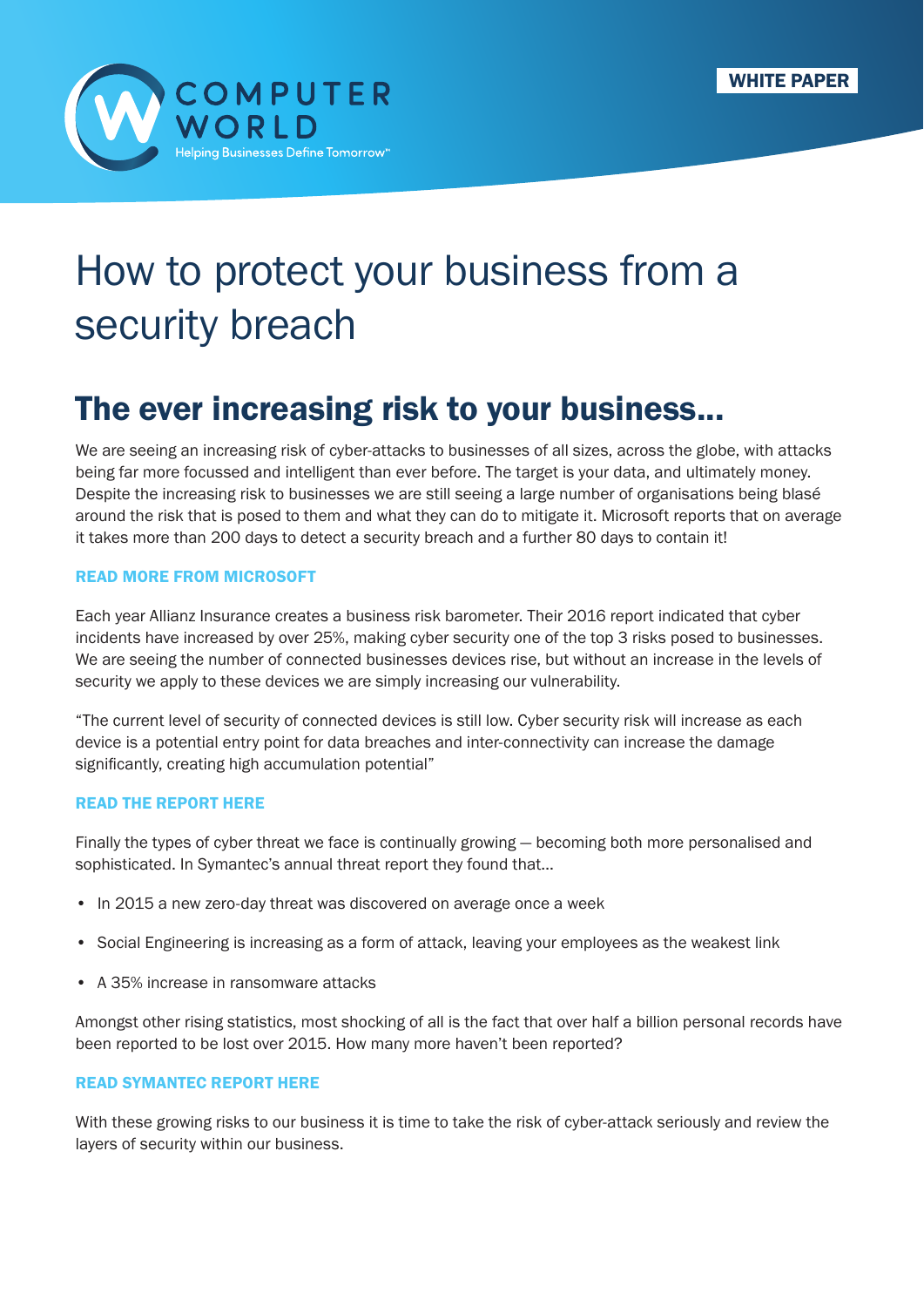WHITE PAPER

# How to protect your business from a security breach

## The ever increasing risk to your business...

We are seeing an increasing risk of cyber-attacks to businesses of all sizes, across the globe, with attacks being far more focussed and intelligent than ever before. The target is your data, and ultimately money. Despite the increasing risk to businesses we are still seeing a large number of organisations being blasé around the risk that is posed to them and what they can do to mitigate it. Microsoft reports that on average it takes more than 200 days to detect a security breach and a further 80 days to contain it!

**READ MORE FROM MICROSOFT**

Each year Allianz Insurance creates a business risk barometer. Their 2016 report indicated that cyber incidents have increased by over 25%, making cyber security one of the top 3 risks posed to businesses. We are seeing the number of connected businesses devices rise, but without an increase in the levels of security we apply to these devices we are simply increasing our vulnerability.

"The current level of security of connected devices is still low. Cyber security risk will increase as each device is a potential entry point for data breaches and inter-connectivity can increase the damage significantly, creating high accumulation potential"

**READ THE REPORT HERE**

Finally the types of cyber threat we face is continually growing – becoming both more personalised and sophisticated. In Symantec's annual threat report they found that...

- In 2015 a new zero-day threat was discovered on average once a week
- Social Engineering is increasing as a form of attack, leaving your employees as the weakest link
- A 35% increase in ransomware attacks

Amongst other rising statistics, most shocking of all is the fact that over half a billion personal records have been reported to be lost over 2015. How many more haven't been reported?

**READ SYMANTEC REPORT HERE**

With these growing risks to our business it is time to take the risk of cyber-attack seriously and review the layers of security within our business.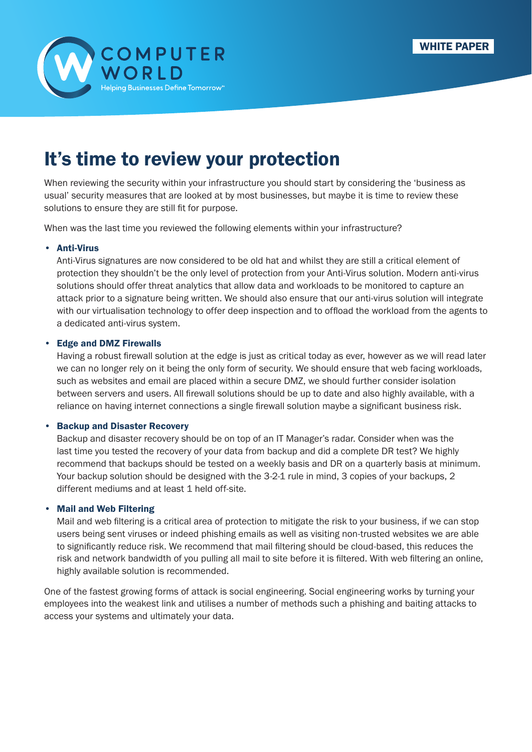# It's time to review your protection

When reviewing the security within your infrastructure you should start by considering the 'business as usual' security measures that are looked at by most businesses, but maybe it is time to review these solutions to ensure they are still fit for purpose.

When was the last time you reviewed the following elements within your infrastructure?

- **Anti-Virus**
  Anti-Virus signatures are now considered to be old hat and whilst they are still a critical element of protection they shouldn't be the only level of protection from your Anti-Virus solution. Modern anti-virus solutions should offer threat analytics that allow data and workloads to be monitored to capture an attack prior to a signature being written. We should also ensure that our anti-virus solution will integrate with our virtualisation technology to offer deep inspection and to offload the workload from the agents to a dedicated anti-virus system.

- **Edge and DMZ Firewalls**
  Having a robust firewall solution at the edge is just as critical today as ever, however as we will read later we can no longer rely on it being the only form of security. We should ensure that web facing workloads, such as websites and email are placed within a secure DMZ, we should further consider isolation between servers and users. All firewall solutions should be up to date and also highly available, with a reliance on having internet connections a single firewall solution maybe a significant business risk.

- **Backup and Disaster Recovery**
  Backup and disaster recovery should be on top of an IT Manager's radar. Consider when was the last time you tested the recovery of your data from backup and did a complete DR test? We highly recommend that backups should be tested on a weekly basis and DR on a quarterly basis at minimum. Your backup solution should be designed with the 3-2-1 rule in mind, 3 copies of your backups, 2 different mediums and at least 1 held off-site.

- **Mail and Web Filtering**
  Mail and web filtering is a critical area of protection to mitigate the risk to your business, if we can stop users being sent viruses or indeed phishing emails as well as visiting non-trusted websites we are able to significantly reduce risk. We recommend that mail filtering should be cloud-based, this reduces the risk and network bandwidth of you pulling all mail to site before it is filtered. With web filtering an online, highly available solution is recommended.

One of the fastest growing forms of attack is social engineering. Social engineering works by turning your employees into the weakest link and utilises a number of methods such a phishing and baiting attacks to access your systems and ultimately your data.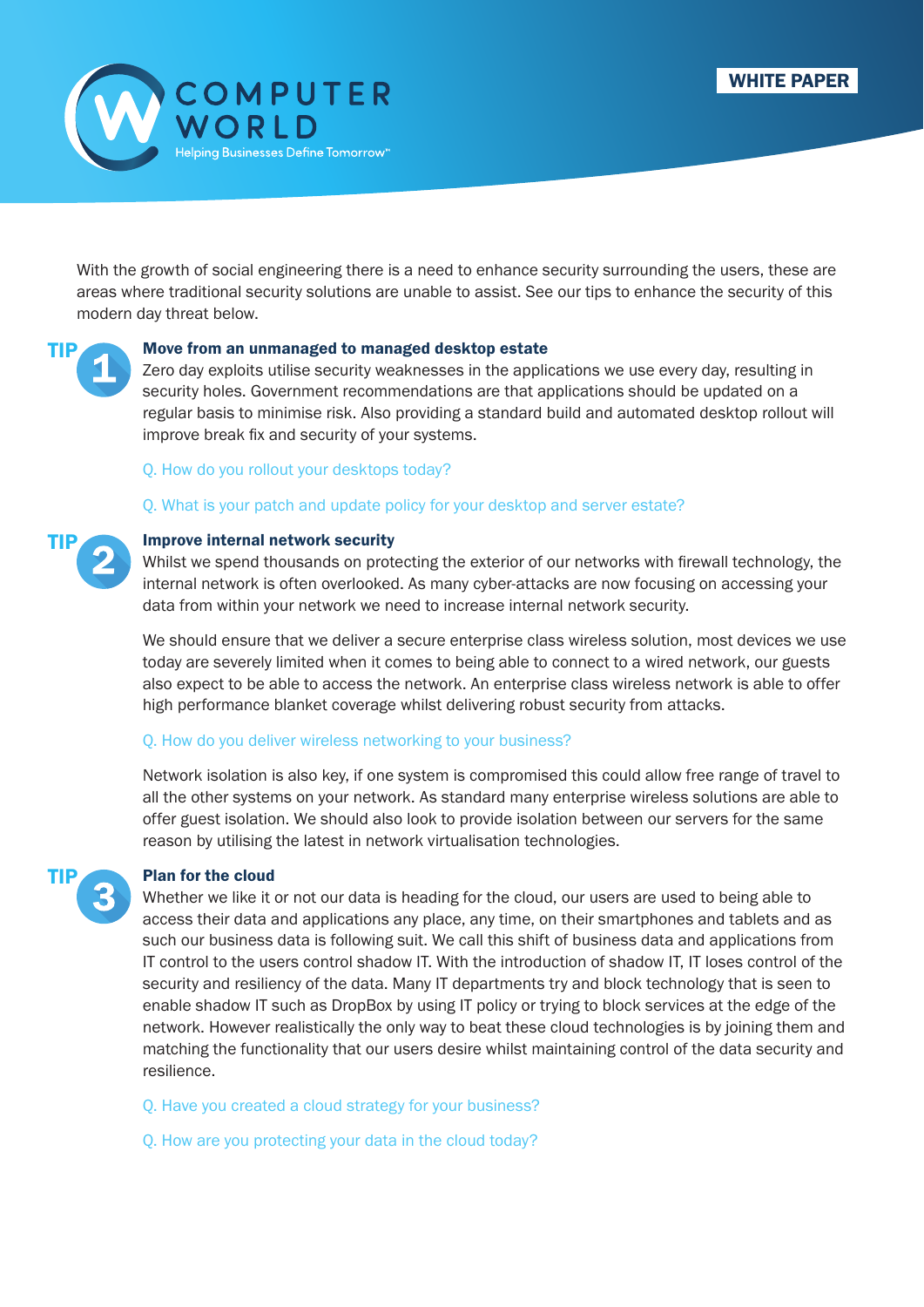With the growth of social engineering there is a need to enhance security surrounding the users, these are areas where traditional security solutions are unable to assist. See our tips to enhance the security of this modern day threat below.

## TIP 1

### Move from an unmanaged to managed desktop estate

Zero day exploits utilise security weaknesses in the applications we use every day, resulting in security holes. Government recommendations are that applications should be updated on a regular basis to minimise risk. Also providing a standard build and automated desktop rollout will improve break fix and security of your systems.

Q. How do you rollout your desktops today?

Q. What is your patch and update policy for your desktop and server estate?

## TIP 2

### Improve internal network security

Whilst we spend thousands on protecting the exterior of our networks with firewall technology, the internal network is often overlooked. As many cyber-attacks are now focusing on accessing your data from within your network we need to increase internal network security.

We should ensure that we deliver a secure enterprise class wireless solution, most devices we use today are severely limited when it comes to being able to connect to a wired network, our guests also expect to be able to access the network. An enterprise class wireless network is able to offer high performance blanket coverage whilst delivering robust security from attacks.

Q. How do you deliver wireless networking to your business?

Network isolation is also key, if one system is compromised this could allow free range of travel to all the other systems on your network. As standard many enterprise wireless solutions are able to offer guest isolation. We should also look to provide isolation between our servers for the same reason by utilising the latest in network virtualisation technologies.

## TIP 3

### Plan for the cloud

Whether we like it or not our data is heading for the cloud, our users are used to being able to access their data and applications any place, any time, on their smartphones and tablets and as such our business data is following suit. We call this shift of business data and applications from IT control to the users control shadow IT. With the introduction of shadow IT, IT loses control of the security and resiliency of the data. Many IT departments try and block technology that is seen to enable shadow IT such as DropBox by using IT policy or trying to block services at the edge of the network. However realistically the only way to beat these cloud technologies is by joining them and matching the functionality that our users desire whilst maintaining control of the data security and resilience.

Q. Have you created a cloud strategy for your business?

Q. How are you protecting your data in the cloud today?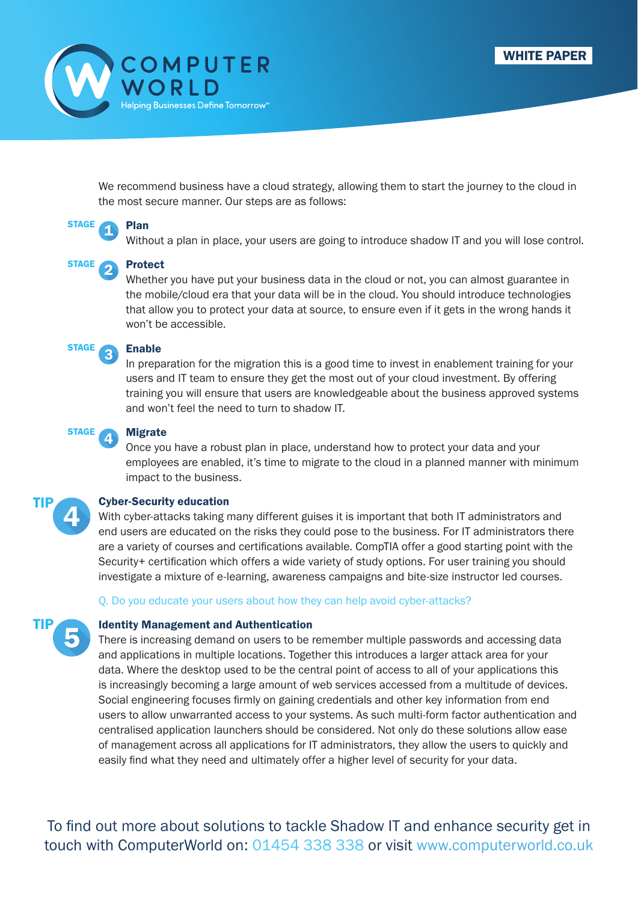We recommend business have a cloud strategy, allowing them to start the journey to the cloud in the most secure manner. Our steps are as follows:

**STAGE 1 – Plan**
Without a plan in place, your users are going to introduce shadow IT and you will lose control.

**STAGE 2 – Protect**
Whether you have put your business data in the cloud or not, you can almost guarantee in the mobile/cloud era that your data will be in the cloud. You should introduce technologies that allow you to protect your data at source, to ensure even if it gets in the wrong hands it won't be accessible.

**STAGE 3 – Enable**
In preparation for the migration this is a good time to invest in enablement training for your users and IT team to ensure they get the most out of your cloud investment. By offering training you will ensure that users are knowledgeable about the business approved systems and won't feel the need to turn to shadow IT.

**STAGE 4 – Migrate**
Once you have a robust plan in place, understand how to protect your data and your employees are enabled, it's time to migrate to the cloud in a planned manner with minimum impact to the business.

## TIP 4 – Cyber-Security education

With cyber-attacks taking many different guises it is important that both IT administrators and end users are educated on the risks they could pose to the business. For IT administrators there are a variety of courses and certifications available. CompTIA offer a good starting point with the Security+ certification which offers a wide variety of study options. For user training you should investigate a mixture of e-learning, awareness campaigns and bite-size instructor led courses.

Q. Do you educate your users about how they can help avoid cyber-attacks?

## TIP 5 – Identity Management and Authentication

There is increasing demand on users to be remember multiple passwords and accessing data and applications in multiple locations. Together this introduces a larger attack area for your data. Where the desktop used to be the central point of access to all of your applications this is increasingly becoming a large amount of web services accessed from a multitude of devices. Social engineering focuses firmly on gaining credentials and other key information from end users to allow unwarranted access to your systems. As such multi-form factor authentication and centralised application launchers should be considered. Not only do these solutions allow ease of management across all applications for IT administrators, they allow the users to quickly and easily find what they need and ultimately offer a higher level of security for your data.

To find out more about solutions to tackle Shadow IT and enhance security get in touch with ComputerWorld on: 01454 338 338 or visit www.computerworld.co.uk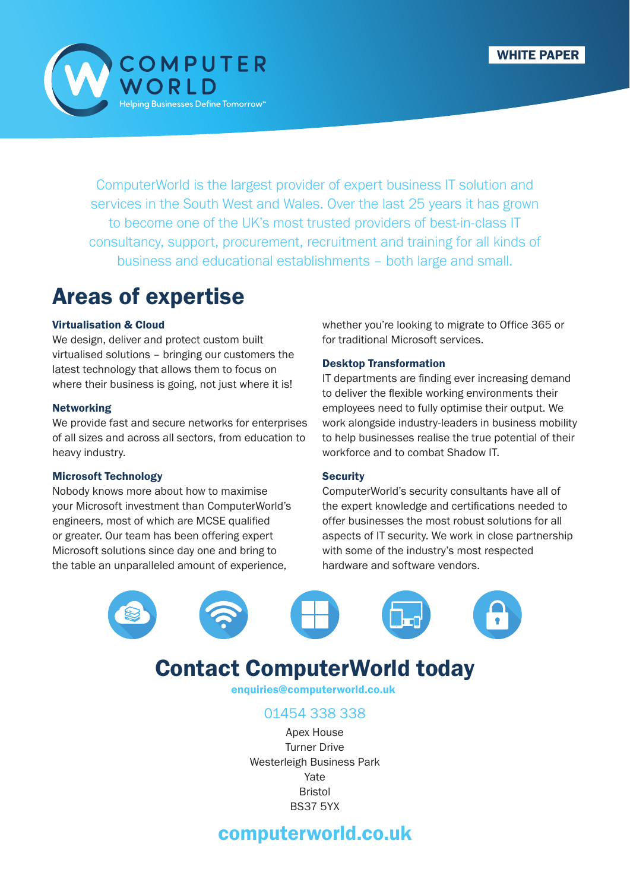COMPUTER WORLD

Helping Businesses Define Tomorrow™

WHITE PAPER

ComputerWorld is the largest provider of expert business IT solution and services in the South West and Wales. Over the last 25 years it has grown to become one of the UK's most trusted providers of best-in-class IT consultancy, support, procurement, recruitment and training for all kinds of business and educational establishments – both large and small.

# Areas of expertise

### Virtualisation & Cloud

We design, deliver and protect custom built virtualised solutions – bringing our customers the latest technology that allows them to focus on where their business is going, not just where it is!

### Networking

We provide fast and secure networks for enterprises of all sizes and across all sectors, from education to heavy industry.

### Microsoft Technology

Nobody knows more about how to maximise your Microsoft investment than ComputerWorld's engineers, most of which are MCSE qualified or greater. Our team has been offering expert Microsoft solutions since day one and bring to the table an unparalleled amount of experience, whether you're looking to migrate to Office 365 or for traditional Microsoft services.

### Desktop Transformation

IT departments are finding ever increasing demand to deliver the flexible working environments their employees need to fully optimise their output. We work alongside industry-leaders in business mobility to help businesses realise the true potential of their workforce and to combat Shadow IT.

### Security

ComputerWorld's security consultants have all of the expert knowledge and certifications needed to offer businesses the most robust solutions for all aspects of IT security. We work in close partnership with some of the industry's most respected hardware and software vendors.

# Contact ComputerWorld today

enquiries@computerworld.co.uk

01454 338 338

Apex House
Turner Drive
Westerleigh Business Park
Yate
Bristol
BS37 5YX

**computerworld.co.uk**